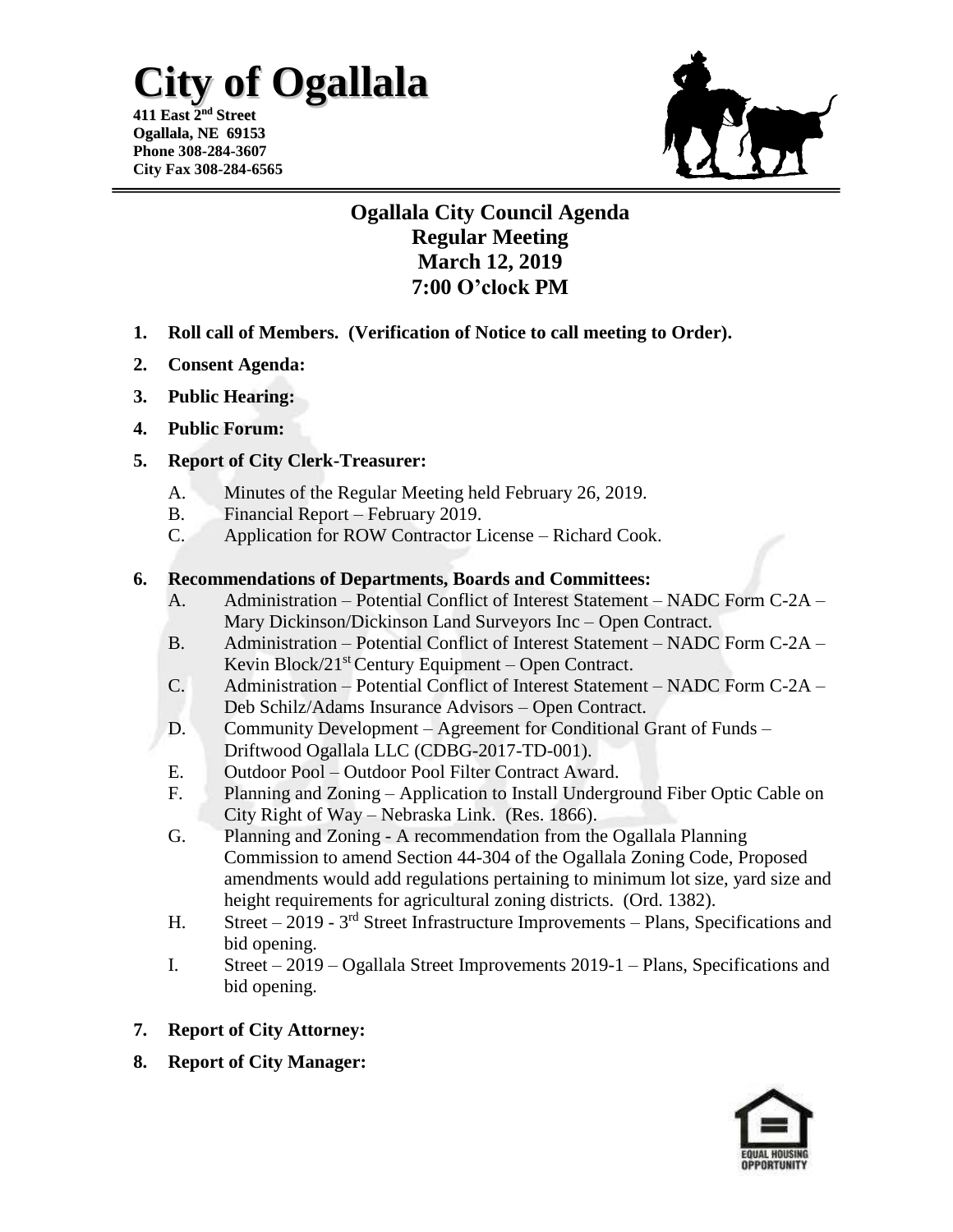# City of Ogallala

**411 East 2nd Street**
**Ogallala, NE 69153**
**Phone 308-284-3607**
**City Fax 308-284-6565**

## Ogallala City Council Agenda
## Regular Meeting
## March 12, 2019
## 7:00 O'clock PM

1. **Roll call of Members. (Verification of Notice to call meeting to Order).**
2. **Consent Agenda:**
3. **Public Hearing:**
4. **Public Forum:**
5. **Report of City Clerk-Treasurer:**
   - A. Minutes of the Regular Meeting held February 26, 2019.
   - B. Financial Report – February 2019.
   - C. Application for ROW Contractor License – Richard Cook.
6. **Recommendations of Departments, Boards and Committees:**
   - A. Administration – Potential Conflict of Interest Statement – NADC Form C-2A – Mary Dickinson/Dickinson Land Surveyors Inc – Open Contract.
   - B. Administration – Potential Conflict of Interest Statement – NADC Form C-2A – Kevin Block/21st Century Equipment – Open Contract.
   - C. Administration – Potential Conflict of Interest Statement – NADC Form C-2A – Deb Schilz/Adams Insurance Advisors – Open Contract.
   - D. Community Development – Agreement for Conditional Grant of Funds – Driftwood Ogallala LLC (CDBG-2017-TD-001).
   - E. Outdoor Pool – Outdoor Pool Filter Contract Award.
   - F. Planning and Zoning – Application to Install Underground Fiber Optic Cable on City Right of Way – Nebraska Link. (Res. 1866).
   - G. Planning and Zoning - A recommendation from the Ogallala Planning Commission to amend Section 44-304 of the Ogallala Zoning Code, Proposed amendments would add regulations pertaining to minimum lot size, yard size and height requirements for agricultural zoning districts. (Ord. 1382).
   - H. Street – 2019 - 3rd Street Infrastructure Improvements – Plans, Specifications and bid opening.
   - I. Street – 2019 – Ogallala Street Improvements 2019-1 – Plans, Specifications and bid opening.
7. **Report of City Attorney:**
8. **Report of City Manager:**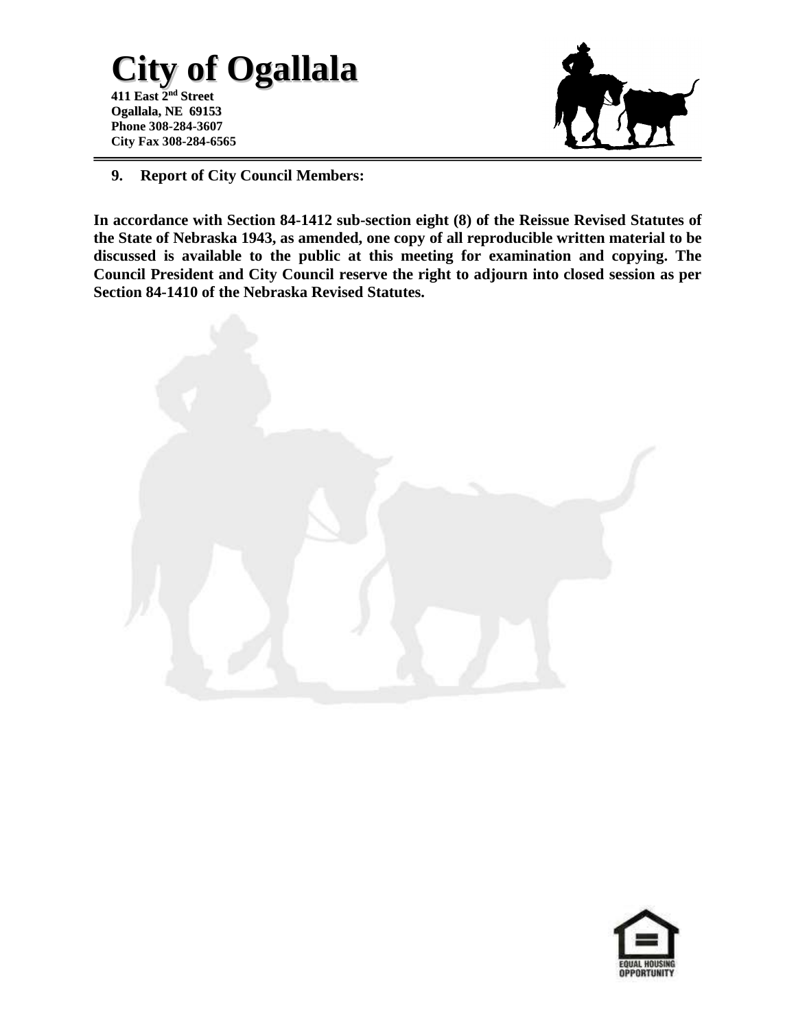# City of Ogallala

**411 East 2nd Street**
**Ogallala, NE 69153**
**Phone 308-284-3607**
**City Fax 308-284-6565**

---

**9. Report of City Council Members:**

**In accordance with Section 84-1412 sub-section eight (8) of the Reissue Revised Statutes of the State of Nebraska 1943, as amended, one copy of all reproducible written material to be discussed is available to the public at this meeting for examination and copying. The Council President and City Council reserve the right to adjourn into closed session as per Section 84-1410 of the Nebraska Revised Statutes.**

EQUAL HOUSING OPPORTUNITY